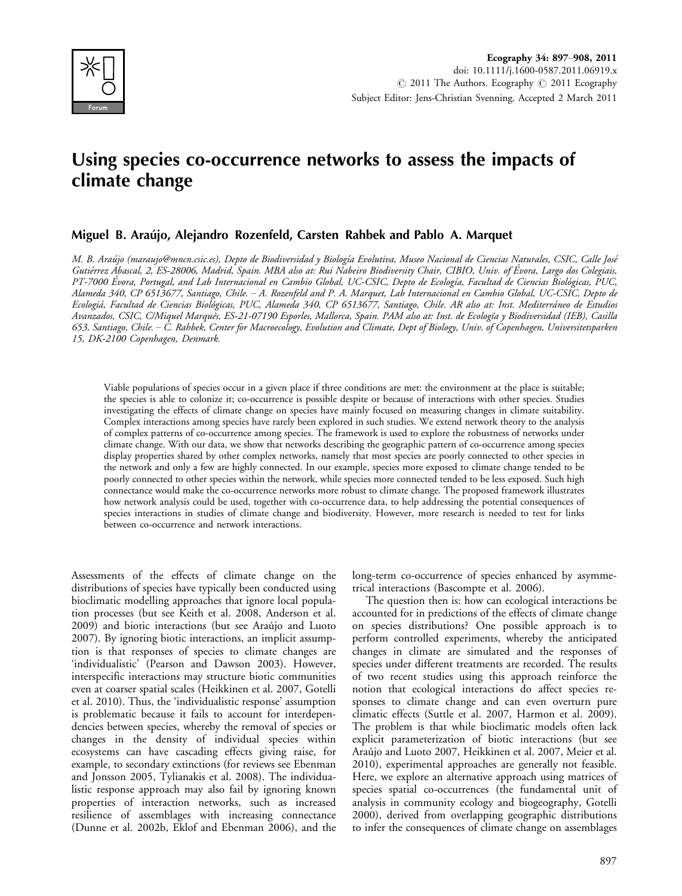# Using species co-occurrence networks to assess the impacts of climate change

## Miguel B. Araújo, Alejandro Rozenfeld, Carsten Rahbek and Pablo A. Marquet

*M. B. Araújo (maraujo@mncn.csic.es), Depto de Biodiversidad y Biología Evolutiva, Museo Nacional de Ciencias Naturales, CSIC, Calle José Gutiérrez Abascal, 2, ES-28006, Madrid, Spain. MBA also at: Rui Nabeiro Biodiversity Chair, CIBIO, Univ. of Évora, Largo dos Colegiais, PT-7000 Évora, Portugal, and Lab Internacional en Cambio Global, UC-CSIC, Depto de Ecología, Facultad de Ciencias Biológicas, PUC, Alameda 340, CP 6513677, Santiago, Chile. – A. Rozenfeld and P. A. Marquet, Lab Internacional en Cambio Global, UC-CSIC, Depto de Ecologiá, Facultad de Ciencias Biológicas, PUC, Alameda 340, CP 6513677, Santiago, Chile. AR also at: Inst. Mediterráneo de Estudios Avanzados, CSIC, C/Miquel Marquès, ES-21-07190 Esporles, Mallorca, Spain. PAM also at: Inst. de Ecología y Biodiversidad (IEB), Casilla 653, Santiago, Chile. – C. Rahbek, Center for Macroecology, Evolution and Climate, Dept of Biology, Univ. of Copenhagen, Universitetsparken 15, DK-2100 Copenhagen, Denmark.*

Viable populations of species occur in a given place if three conditions are met: the environment at the place is suitable; the species is able to colonize it; co-occurrence is possible despite or because of interactions with other species. Studies investigating the effects of climate change on species have mainly focused on measuring changes in climate suitability. Complex interactions among species have rarely been explored in such studies. We extend network theory to the analysis of complex patterns of co-occurrence among species. The framework is used to explore the robustness of networks under climate change. With our data, we show that networks describing the geographic pattern of co-occurrence among species display properties shared by other complex networks, namely that most species are poorly connected to other species in the network and only a few are highly connected. In our example, species more exposed to climate change tended to be poorly connected to other species within the network, while species more connected tended to be less exposed. Such high connectance would make the co-occurrence networks more robust to climate change. The proposed framework illustrates how network analysis could be used, together with co-occurrence data, to help addressing the potential consequences of species interactions in studies of climate change and biodiversity. However, more research is needed to test for links between co-occurrence and network interactions.

Assessments of the effects of climate change on the distributions of species have typically been conducted using bioclimatic modelling approaches that ignore local population processes (but see Keith et al. 2008, Anderson et al. 2009) and biotic interactions (but see Araújo and Luoto 2007). By ignoring biotic interactions, an implicit assumption is that responses of species to climate changes are 'individualistic' (Pearson and Dawson 2003). However, interspecific interactions may structure biotic communities even at coarser spatial scales (Heikkinen et al. 2007, Gotelli et al. 2010). Thus, the 'individualistic response' assumption is problematic because it fails to account for interdependencies between species, whereby the removal of species or changes in the density of individual species within ecosystems can have cascading effects giving raise, for example, to secondary extinctions (for reviews see Ebenman and Jonsson 2005, Tylianakis et al. 2008). The individualistic response approach may also fail by ignoring known properties of interaction networks, such as increased resilience of assemblages with increasing connectance (Dunne et al. 2002b, Eklof and Ebenman 2006), and the long-term co-occurrence of species enhanced by asymmetrical interactions (Bascompte et al. 2006).

The question then is: how can ecological interactions be accounted for in predictions of the effects of climate change on species distributions? One possible approach is to perform controlled experiments, whereby the anticipated changes in climate are simulated and the responses of species under different treatments are recorded. The results of two recent studies using this approach reinforce the notion that ecological interactions do affect species responses to climate change and can even overturn pure climatic effects (Suttle et al. 2007, Harmon et al. 2009). The problem is that while bioclimatic models often lack explicit parameterization of biotic interactions (but see Araújo and Luoto 2007, Heikkinen et al. 2007, Meier et al. 2010), experimental approaches are generally not feasible. Here, we explore an alternative approach using matrices of species spatial co-occurrences (the fundamental unit of analysis in community ecology and biogeography, Gotelli 2000), derived from overlapping geographic distributions to infer the consequences of climate change on assemblages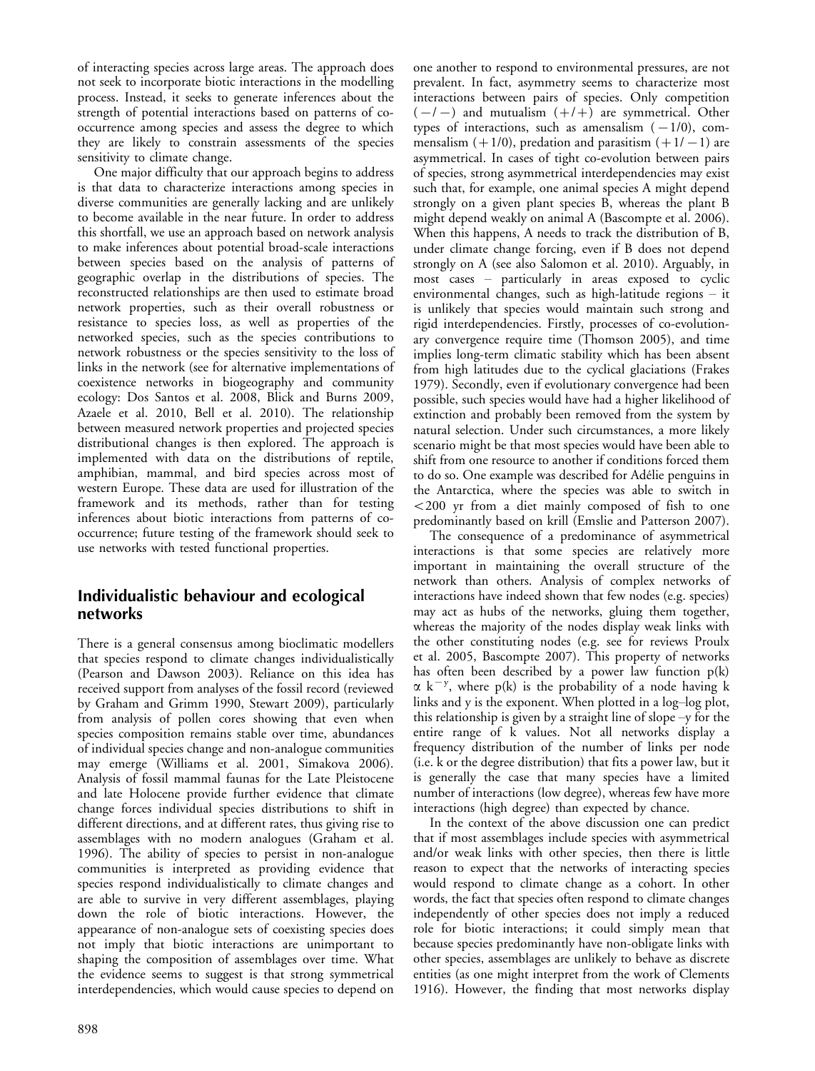of interacting species across large areas. The approach does not seek to incorporate biotic interactions in the modelling process. Instead, it seeks to generate inferences about the strength of potential interactions based on patterns of co-occurrence among species and assess the degree to which they are likely to constrain assessments of the species sensitivity to climate change.

One major difficulty that our approach begins to address is that data to characterize interactions among species in diverse communities are generally lacking and are unlikely to become available in the near future. In order to address this shortfall, we use an approach based on network analysis to make inferences about potential broad-scale interactions between species based on the analysis of patterns of geographic overlap in the distributions of species. The reconstructed relationships are then used to estimate broad network properties, such as their overall robustness or resistance to species loss, as well as properties of the networked species, such as the species contributions to network robustness or the species sensitivity to the loss of links in the network (see for alternative implementations of coexistence networks in biogeography and community ecology: Dos Santos et al. 2008, Blick and Burns 2009, Azaele et al. 2010, Bell et al. 2010). The relationship between measured network properties and projected species distributional changes is then explored. The approach is implemented with data on the distributions of reptile, amphibian, mammal, and bird species across most of western Europe. These data are used for illustration of the framework and its methods, rather than for testing inferences about biotic interactions from patterns of co-occurrence; future testing of the framework should seek to use networks with tested functional properties.

## Individualistic behaviour and ecological networks

There is a general consensus among bioclimatic modellers that species respond to climate changes individualistically (Pearson and Dawson 2003). Reliance on this idea has received support from analyses of the fossil record (reviewed by Graham and Grimm 1990, Stewart 2009), particularly from analysis of pollen cores showing that even when species composition remains stable over time, abundances of individual species change and non-analogue communities may emerge (Williams et al. 2001, Simakova 2006). Analysis of fossil mammal faunas for the Late Pleistocene and late Holocene provide further evidence that climate change forces individual species distributions to shift in different directions, and at different rates, thus giving rise to assemblages with no modern analogues (Graham et al. 1996). The ability of species to persist in non-analogue communities is interpreted as providing evidence that species respond individualistically to climate changes and are able to survive in very different assemblages, playing down the role of biotic interactions. However, the appearance of non-analogue sets of coexisting species does not imply that biotic interactions are unimportant to shaping the composition of assemblages over time. What the evidence seems to suggest is that strong symmetrical interdependencies, which would cause species to depend on one another to respond to environmental pressures, are not prevalent. In fact, asymmetry seems to characterize most interactions between pairs of species. Only competition ($-/-$) and mutualism ($+/+$) are symmetrical. Other types of interactions, such as amensalism ($-1/0$), commensalism ($+1/0$), predation and parasitism ($+1/-1$) are asymmetrical. In cases of tight co-evolution between pairs of species, strong asymmetrical interdependencies may exist such that, for example, one animal species A might depend strongly on a given plant species B, whereas the plant B might depend weakly on animal A (Bascompte et al. 2006). When this happens, A needs to track the distribution of B, under climate change forcing, even if B does not depend strongly on A (see also Salomon et al. 2010). Arguably, in most cases – particularly in areas exposed to cyclic environmental changes, such as high-latitude regions – it is unlikely that species would maintain such strong and rigid interdependencies. Firstly, processes of co-evolutionary convergence require time (Thomson 2005), and time implies long-term climatic stability which has been absent from high latitudes due to the cyclical glaciations (Frakes 1979). Secondly, even if evolutionary convergence had been possible, such species would have had a higher likelihood of extinction and probably been removed from the system by natural selection. Under such circumstances, a more likely scenario might be that most species would have been able to shift from one resource to another if conditions forced them to do so. One example was described for Adélie penguins in the Antarctica, where the species was able to switch in $<200$ yr from a diet mainly composed of fish to one predominantly based on krill (Emslie and Patterson 2007).

The consequence of a predominance of asymmetrical interactions is that some species are relatively more important in maintaining the overall structure of the network than others. Analysis of complex networks of interactions have indeed shown that few nodes (e.g. species) may act as hubs of the networks, gluing them together, whereas the majority of the nodes display weak links with the other constituting nodes (e.g. see for reviews Proulx et al. 2005, Bascompte 2007). This property of networks has often been described by a power law function $p(k) \propto k^{-y}$, where $p(k)$ is the probability of a node having k links and y is the exponent. When plotted in a log–log plot, this relationship is given by a straight line of slope $-y$ for the entire range of k values. Not all networks display a frequency distribution of the number of links per node (i.e. k or the degree distribution) that fits a power law, but it is generally the case that many species have a limited number of interactions (low degree), whereas few have more interactions (high degree) than expected by chance.

In the context of the above discussion one can predict that if most assemblages include species with asymmetrical and/or weak links with other species, then there is little reason to expect that the networks of interacting species would respond to climate change as a cohort. In other words, the fact that species often respond to climate changes independently of other species does not imply a reduced role for biotic interactions; it could simply mean that because species predominantly have non-obligate links with other species, assemblages are unlikely to behave as discrete entities (as one might interpret from the work of Clements 1916). However, the finding that most networks display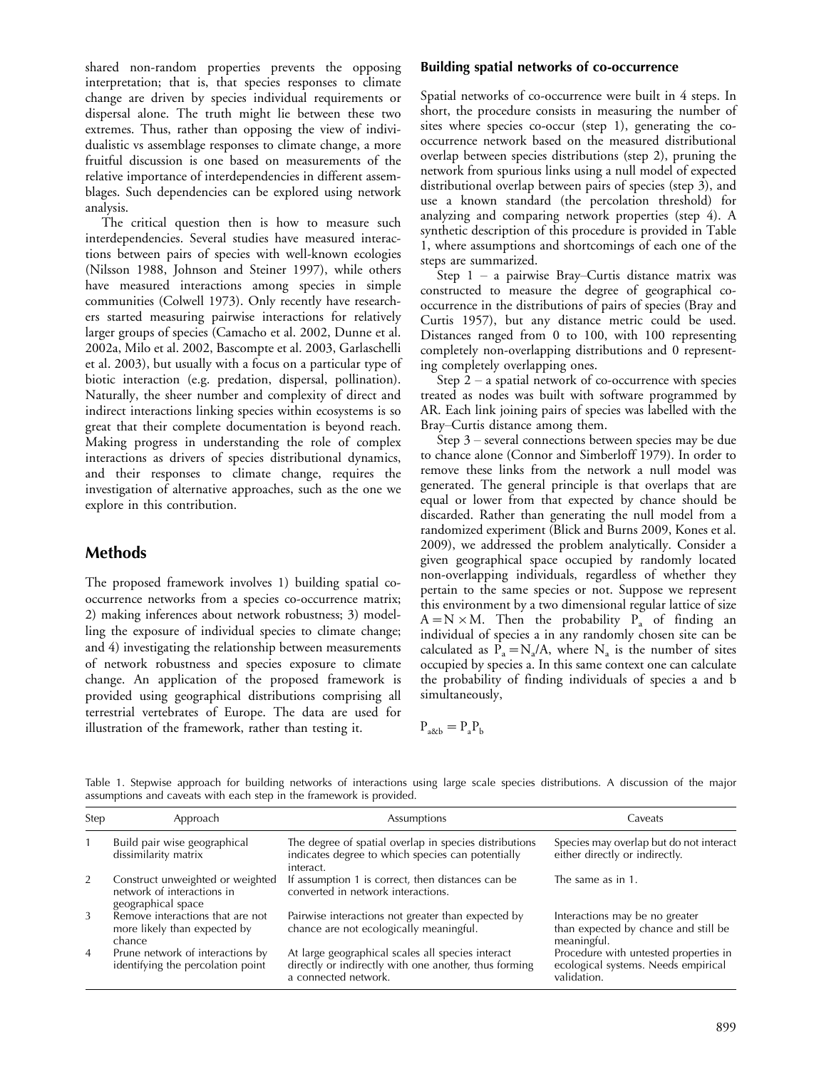shared non-random properties prevents the opposing interpretation; that is, that species responses to climate change are driven by species individual requirements or dispersal alone. The truth might lie between these two extremes. Thus, rather than opposing the view of individualistic vs assemblage responses to climate change, a more fruitful discussion is one based on measurements of the relative importance of interdependencies in different assemblages. Such dependencies can be explored using network analysis.

The critical question then is how to measure such interdependencies. Several studies have measured interactions between pairs of species with well-known ecologies (Nilsson 1988, Johnson and Steiner 1997), while others have measured interactions among species in simple communities (Colwell 1973). Only recently have researchers started measuring pairwise interactions for relatively larger groups of species (Camacho et al. 2002, Dunne et al. 2002a, Milo et al. 2002, Bascompte et al. 2003, Garlaschelli et al. 2003), but usually with a focus on a particular type of biotic interaction (e.g. predation, dispersal, pollination). Naturally, the sheer number and complexity of direct and indirect interactions linking species within ecosystems is so great that their complete documentation is beyond reach. Making progress in understanding the role of complex interactions as drivers of species distributional dynamics, and their responses to climate change, requires the investigation of alternative approaches, such as the one we explore in this contribution.

## Methods

The proposed framework involves 1) building spatial co-occurrence networks from a species co-occurrence matrix; 2) making inferences about network robustness; 3) modelling the exposure of individual species to climate change; and 4) investigating the relationship between measurements of network robustness and species exposure to climate change. An application of the proposed framework is provided using geographical distributions comprising all terrestrial vertebrates of Europe. The data are used for illustration of the framework, rather than testing it.

### Building spatial networks of co-occurrence

Spatial networks of co-occurrence were built in 4 steps. In short, the procedure consists in measuring the number of sites where species co-occur (step 1), generating the co-occurrence network based on the measured distributional overlap between species distributions (step 2), pruning the network from spurious links using a null model of expected distributional overlap between pairs of species (step 3), and use a known standard (the percolation threshold) for analyzing and comparing network properties (step 4). A synthetic description of this procedure is provided in Table 1, where assumptions and shortcomings of each one of the steps are summarized.

Step 1 – a pairwise Bray–Curtis distance matrix was constructed to measure the degree of geographical co-occurrence in the distributions of pairs of species (Bray and Curtis 1957), but any distance metric could be used. Distances ranged from 0 to 100, with 100 representing completely non-overlapping distributions and 0 representing completely overlapping ones.

Step 2 – a spatial network of co-occurrence with species treated as nodes was built with software programmed by AR. Each link joining pairs of species was labelled with the Bray–Curtis distance among them.

Step 3 – several connections between species may be due to chance alone (Connor and Simberloff 1979). In order to remove these links from the network a null model was generated. The general principle is that overlaps that are equal or lower from that expected by chance should be discarded. Rather than generating the null model from a randomized experiment (Blick and Burns 2009, Kones et al. 2009), we addressed the problem analytically. Consider a given geographical space occupied by randomly located non-overlapping individuals, regardless of whether they pertain to the same species or not. Suppose we represent this environment by a two dimensional regular lattice of size $A = N \times M$. Then the probability $P_a$ of finding an individual of species a in any randomly chosen site can be calculated as $P_a = N_a/A$, where $N_a$ is the number of sites occupied by species a. In this same context one can calculate the probability of finding individuals of species a and b simultaneously,

$$P_{a\&b} = P_a P_b$$

Table 1. Stepwise approach for building networks of interactions using large scale species distributions. A discussion of the major assumptions and caveats with each step in the framework is provided.

| Step | Approach | Assumptions | Caveats |
|---|---|---|---|
| 1 | Build pair wise geographical dissimilarity matrix | The degree of spatial overlap in species distributions indicates degree to which species can potentially interact. | Species may overlap but do not interact either directly or indirectly. |
| 2 | Construct unweighted or weighted network of interactions in geographical space | If assumption 1 is correct, then distances can be converted in network interactions. | The same as in 1. |
| 3 | Remove interactions that are not more likely than expected by chance | Pairwise interactions not greater than expected by chance are not ecologically meaningful. | Interactions may be no greater than expected by chance and still be meaningful. |
| 4 | Prune network of interactions by identifying the percolation point | At large geographical scales all species interact directly or indirectly with one another, thus forming a connected network. | Procedure with untested properties in ecological systems. Needs empirical validation. |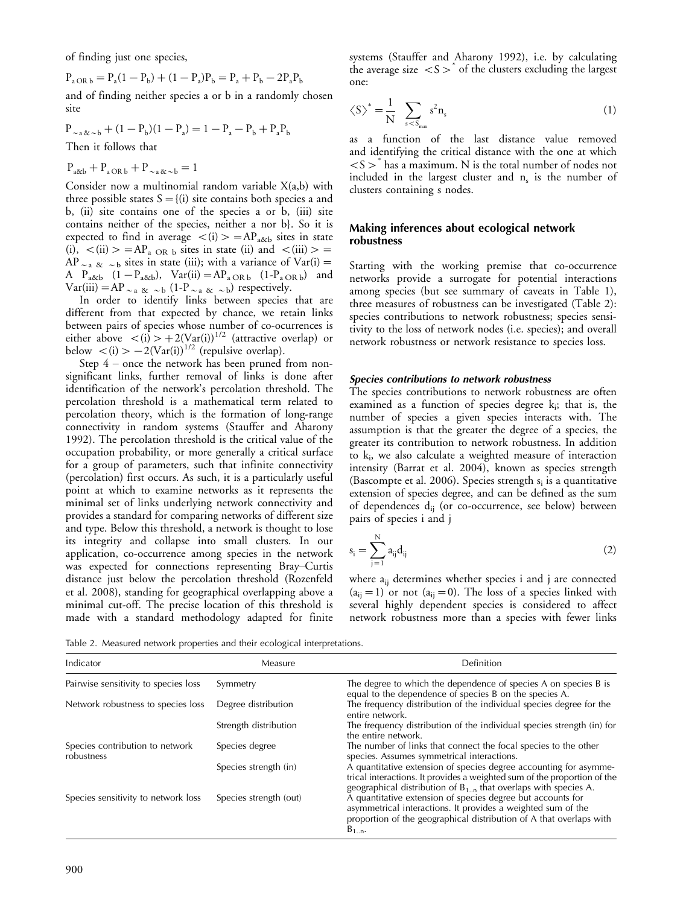of finding just one species,

$$P_{a\,OR\,b} = P_a(1-P_b) + (1-P_a)P_b = P_a + P_b - 2P_aP_b$$

and of finding neither species a or b in a randomly chosen site

$$P_{\sim a\,\&\sim b} + (1-P_b)(1-P_a) = 1 - P_a - P_b + P_aP_b$$

Then it follows that

$$P_{a\&b} + P_{a\,OR\,b} + P_{\sim a\,\&\sim b} = 1$$

Consider now a multinomial random variable X(a,b) with three possible states S = {(i) site contains both species a and b, (ii) site contains one of the species a or b, (iii) site contains neither of the species, neither a nor b}. So it is expected to find in average $<(i)> = AP_{a\&b}$ sites in state (i), $<(ii)> = AP_{a\ OR\ b}$ sites in state (ii) and $<(iii)> = AP_{\sim a\ \&\ \sim b}$ sites in state (iii); with a variance of $Var(i) = A\ P_{a\&b}\ (1-P_{a\&b})$, $Var(ii) = AP_{a\ OR\ b}\ (1\text{-}P_{a\ OR\ b})$ and $Var(iii) = AP_{\sim a\ \&\ \sim b}\ (1\text{-}P_{\sim a\ \&\ \sim b})$ respectively.

In order to identify links between species that are different from that expected by chance, we retain links between pairs of species whose number of co-ocurrences is either above $<(i)> +2(Var(i))^{1/2}$ (attractive overlap) or below $<(i)> -2(Var(i))^{1/2}$ (repulsive overlap).

Step 4 – once the network has been pruned from non-significant links, further removal of links is done after identification of the network's percolation threshold. The percolation threshold is a mathematical term related to percolation theory, which is the formation of long-range connectivity in random systems (Stauffer and Aharony 1992). The percolation threshold is the critical value of the occupation probability, or more generally a critical surface for a group of parameters, such that infinite connectivity (percolation) first occurs. As such, it is a particularly useful point at which to examine networks as it represents the minimal set of links underlying network connectivity and provides a standard for comparing networks of different size and type. Below this threshold, a network is thought to lose its integrity and collapse into small clusters. In our application, co-occurrence among species in the network was expected for connections representing Bray–Curtis distance just below the percolation threshold (Rozenfeld et al. 2008), standing for geographical overlapping above a minimal cut-off. The precise location of this threshold is made with a standard methodology adapted for finite systems (Stauffer and Aharony 1992), i.e. by calculating the average size $<S>^*$ of the clusters excluding the largest one:

$$\langle S\rangle^* = \frac{1}{N}\sum_{s<S_{max}} s^2 n_s \tag{1}$$

as a function of the last distance value removed and identifying the critical distance with the one at which $<S>^*$ has a maximum. N is the total number of nodes not included in the largest cluster and $n_s$ is the number of clusters containing s nodes.

## Making inferences about ecological network robustness

Starting with the working premise that co-occurrence networks provide a surrogate for potential interactions among species (but see summary of caveats in Table 1), three measures of robustness can be investigated (Table 2): species contributions to network robustness; species sensitivity to the loss of network nodes (i.e. species); and overall network robustness or network resistance to species loss.

### *Species contributions to network robustness*

The species contributions to network robustness are often examined as a function of species degree $k_i$; that is, the number of species a given species interacts with. The assumption is that the greater the degree of a species, the greater its contribution to network robustness. In addition to $k_i$, we also calculate a weighted measure of interaction intensity (Barrat et al. 2004), known as species strength (Bascompte et al. 2006). Species strength $s_i$ is a quantitative extension of species degree, and can be defined as the sum of dependences $d_{ij}$ (or co-occurrence, see below) between pairs of species i and j

$$s_i = \sum_{j=1}^{N} a_{ij} d_{ij} \tag{2}$$

where $a_{ij}$ determines whether species i and j are connected ($a_{ij} = 1$) or not ($a_{ij} = 0$). The loss of a species linked with several highly dependent species is considered to affect network robustness more than a species with fewer links

Table 2. Measured network properties and their ecological interpretations.

| Indicator | Measure | Definition |
|---|---|---|
| Pairwise sensitivity to species loss | Symmetry | The degree to which the dependence of species A on species B is equal to the dependence of species B on the species A. |
| Network robustness to species loss | Degree distribution | The frequency distribution of the individual species degree for the entire network. |
| | Strength distribution | The frequency distribution of the individual species strength (in) for the entire network. |
| Species contribution to network robustness | Species degree | The number of links that connect the focal species to the other species. Assumes symmetrical interactions. |
| | Species strength (in) | A quantitative extension of species degree accounting for asymmetrical interactions. It provides a weighted sum of the proportion of the geographical distribution of $B_{1..n}$ that overlaps with species A. |
| Species sensitivity to network loss | Species strength (out) | A quantitative extension of species degree but accounts for asymmetrical interactions. It provides a weighted sum of the proportion of the geographical distribution of A that overlaps with $B_{1..n}$. |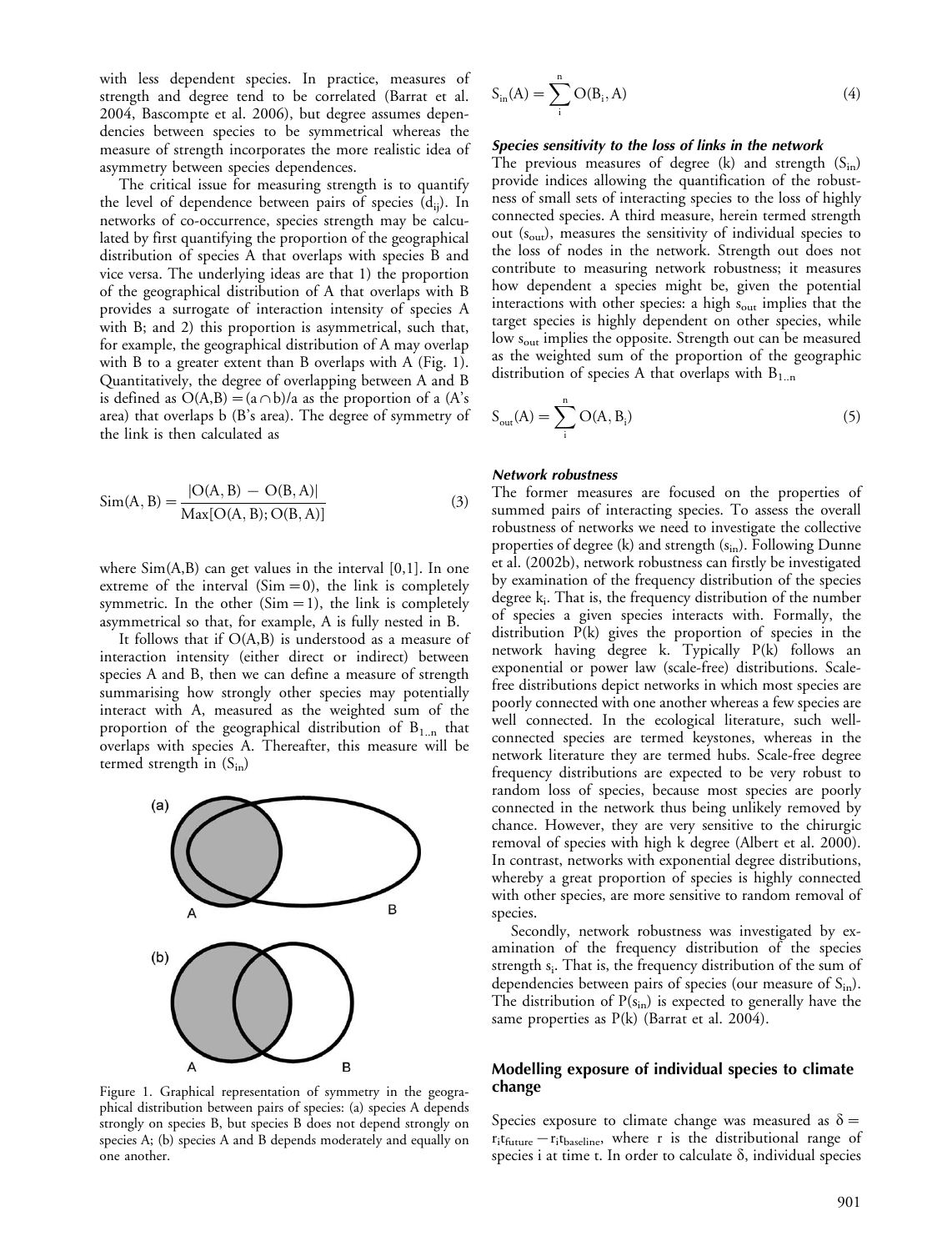with less dependent species. In practice, measures of strength and degree tend to be correlated (Barrat et al. 2004, Bascompte et al. 2006), but degree assumes dependencies between species to be symmetrical whereas the measure of strength incorporates the more realistic idea of asymmetry between species dependences.

The critical issue for measuring strength is to quantify the level of dependence between pairs of species ($d_{ij}$). In networks of co-occurrence, species strength may be calculated by first quantifying the proportion of the geographical distribution of species A that overlaps with species B and vice versa. The underlying ideas are that 1) the proportion of the geographical distribution of A that overlaps with B provides a surrogate of interaction intensity of species A with B; and 2) this proportion is asymmetrical, such that, for example, the geographical distribution of A may overlap with B to a greater extent than B overlaps with A (Fig. 1). Quantitatively, the degree of overlapping between A and B is defined as $O(A,B) = (a \cap b)/a$ as the proportion of a (A's area) that overlaps b (B's area). The degree of symmetry of the link is then calculated as

$$\mathrm{Sim}(A, B) = \frac{|O(A, B) - O(B, A)|}{\mathrm{Max}[O(A, B); O(B, A)]} \tag{3}$$

where Sim(A,B) can get values in the interval [0,1]. In one extreme of the interval (Sim = 0), the link is completely symmetric. In the other (Sim = 1), the link is completely asymmetrical so that, for example, A is fully nested in B.

It follows that if O(A,B) is understood as a measure of interaction intensity (either direct or indirect) between species A and B, then we can define a measure of strength summarising how strongly other species may potentially interact with A, measured as the weighted sum of the proportion of the geographical distribution of $B_{1..n}$ that overlaps with species A. Thereafter, this measure will be termed strength in ($S_{in}$)

Figure 1. Graphical representation of symmetry in the geographical distribution between pairs of species: (a) species A depends strongly on species B, but species B does not depend strongly on species A; (b) species A and B depends moderately and equally on one another.

$$S_{in}(A) = \sum_{i}^{n} O(B_i, A) \tag{4}$$

#### *Species sensitivity to the loss of links in the network*

The previous measures of degree (k) and strength ($S_{in}$) provide indices allowing the quantification of the robustness of small sets of interacting species to the loss of highly connected species. A third measure, herein termed strength out ($s_{out}$), measures the sensitivity of individual species to the loss of nodes in the network. Strength out does not contribute to measuring network robustness; it measures how dependent a species might be, given the potential interactions with other species: a high $s_{out}$ implies that the target species is highly dependent on other species, while low $s_{out}$ implies the opposite. Strength out can be measured as the weighted sum of the proportion of the geographic distribution of species A that overlaps with $B_{1..n}$

$$S_{out}(A) = \sum_{i}^{n} O(A, B_i) \tag{5}$$

#### *Network robustness*

The former measures are focused on the properties of summed pairs of interacting species. To assess the overall robustness of networks we need to investigate the collective properties of degree (k) and strength ($s_{in}$). Following Dunne et al. (2002b), network robustness can firstly be investigated by examination of the frequency distribution of the species degree $k_i$. That is, the frequency distribution of the number of species a given species interacts with. Formally, the distribution P(k) gives the proportion of species in the network having degree k. Typically P(k) follows an exponential or power law (scale-free) distributions. Scale-free distributions depict networks in which most species are poorly connected with one another whereas a few species are well connected. In the ecological literature, such well-connected species are termed keystones, whereas in the network literature they are termed hubs. Scale-free degree frequency distributions are expected to be very robust to random loss of species, because most species are poorly connected in the network thus being unlikely removed by chance. However, they are very sensitive to the chirurgic removal of species with high k degree (Albert et al. 2000). In contrast, networks with exponential degree distributions, whereby a great proportion of species is highly connected with other species, are more sensitive to random removal of species.

Secondly, network robustness was investigated by examination of the frequency distribution of the species strength $s_i$. That is, the frequency distribution of the sum of dependencies between pairs of species (our measure of $S_{in}$). The distribution of $P(s_{in})$ is expected to generally have the same properties as P(k) (Barrat et al. 2004).

### Modelling exposure of individual species to climate change

Species exposure to climate change was measured as $\delta = r_i t_{future} - r_i t_{baseline}$, where r is the distributional range of species i at time t. In order to calculate $\delta$, individual species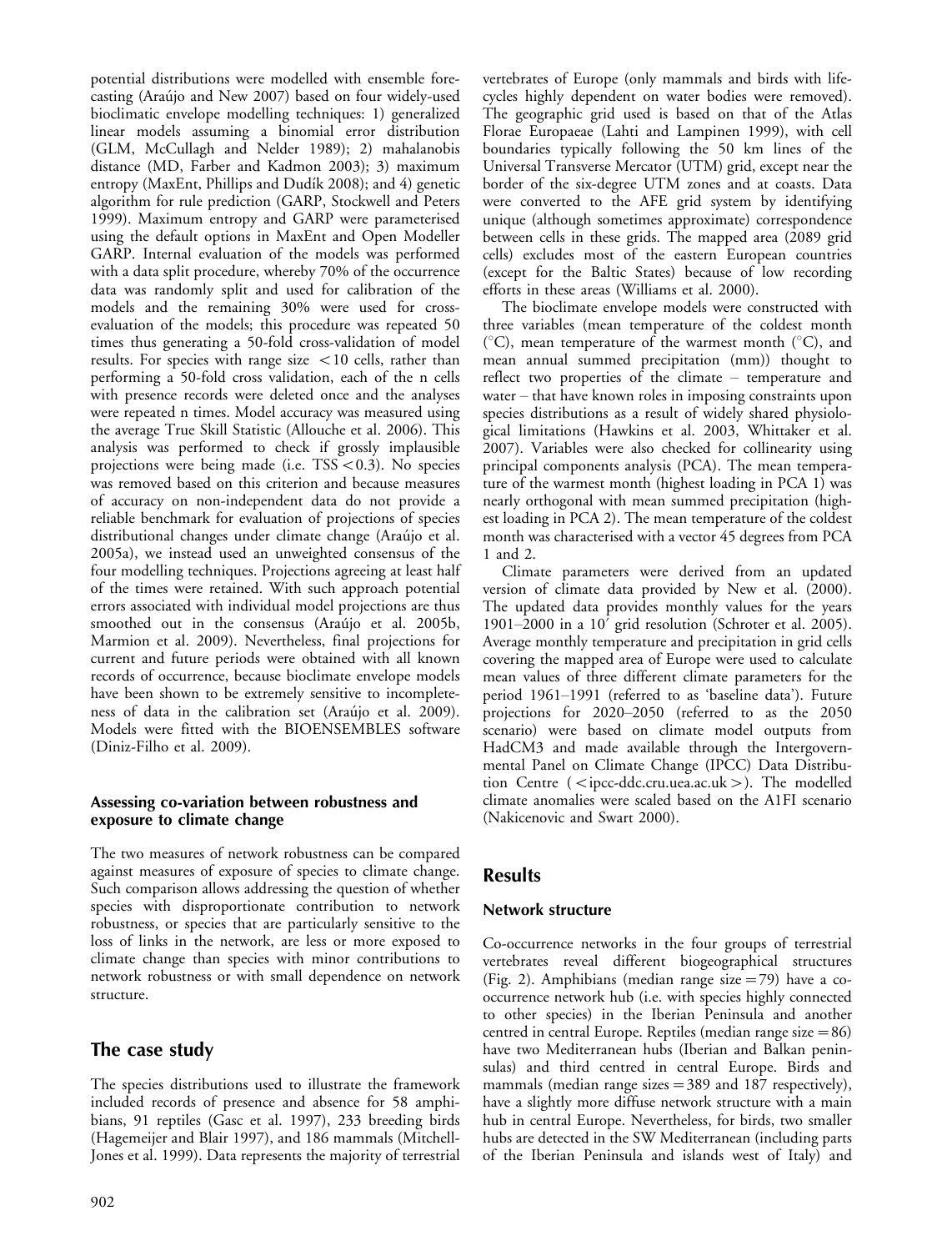potential distributions were modelled with ensemble forecasting (Araújo and New 2007) based on four widely-used bioclimatic envelope modelling techniques: 1) generalized linear models assuming a binomial error distribution (GLM, McCullagh and Nelder 1989); 2) mahalanobis distance (MD, Farber and Kadmon 2003); 3) maximum entropy (MaxEnt, Phillips and Dudík 2008); and 4) genetic algorithm for rule prediction (GARP, Stockwell and Peters 1999). Maximum entropy and GARP were parameterised using the default options in MaxEnt and Open Modeller GARP. Internal evaluation of the models was performed with a data split procedure, whereby 70% of the occurrence data was randomly split and used for calibration of the models and the remaining 30% were used for cross-evaluation of the models; this procedure was repeated 50 times thus generating a 50-fold cross-validation of model results. For species with range size $<10$ cells, rather than performing a 50-fold cross validation, each of the n cells with presence records were deleted once and the analyses were repeated n times. Model accuracy was measured using the average True Skill Statistic (Allouche et al. 2006). This analysis was performed to check if grossly implausible projections were being made (i.e. $\text{TSS} < 0.3$). No species was removed based on this criterion and because measures of accuracy on non-independent data do not provide a reliable benchmark for evaluation of projections of species distributional changes under climate change (Araújo et al. 2005a), we instead used an unweighted consensus of the four modelling techniques. Projections agreeing at least half of the times were retained. With such approach potential errors associated with individual model projections are thus smoothed out in the consensus (Araújo et al. 2005b, Marmion et al. 2009). Nevertheless, final projections for current and future periods were obtained with all known records of occurrence, because bioclimate envelope models have been shown to be extremely sensitive to incompleteness of data in the calibration set (Araújo et al. 2009). Models were fitted with the BIOENSEMBLES software (Diniz-Filho et al. 2009).

### Assessing co-variation between robustness and exposure to climate change

The two measures of network robustness can be compared against measures of exposure of species to climate change. Such comparison allows addressing the question of whether species with disproportionate contribution to network robustness, or species that are particularly sensitive to the loss of links in the network, are less or more exposed to climate change than species with minor contributions to network robustness or with small dependence on network structure.

## The case study

The species distributions used to illustrate the framework included records of presence and absence for 58 amphibians, 91 reptiles (Gasc et al. 1997), 233 breeding birds (Hagemeijer and Blair 1997), and 186 mammals (Mitchell-Jones et al. 1999). Data represents the majority of terrestrial vertebrates of Europe (only mammals and birds with life-cycles highly dependent on water bodies were removed). The geographic grid used is based on that of the Atlas Florae Europaeae (Lahti and Lampinen 1999), with cell boundaries typically following the 50 km lines of the Universal Transverse Mercator (UTM) grid, except near the border of the six-degree UTM zones and at coasts. Data were converted to the AFE grid system by identifying unique (although sometimes approximate) correspondence between cells in these grids. The mapped area (2089 grid cells) excludes most of the eastern European countries (except for the Baltic States) because of low recording efforts in these areas (Williams et al. 2000).

The bioclimate envelope models were constructed with three variables (mean temperature of the coldest month (°C), mean temperature of the warmest month (°C), and mean annual summed precipitation (mm)) thought to reflect two properties of the climate – temperature and water – that have known roles in imposing constraints upon species distributions as a result of widely shared physiological limitations (Hawkins et al. 2003, Whittaker et al. 2007). Variables were also checked for collinearity using principal components analysis (PCA). The mean temperature of the warmest month (highest loading in PCA 1) was nearly orthogonal with mean summed precipitation (highest loading in PCA 2). The mean temperature of the coldest month was characterised with a vector 45 degrees from PCA 1 and 2.

Climate parameters were derived from an updated version of climate data provided by New et al. (2000). The updated data provides monthly values for the years 1901–2000 in a $10'$ grid resolution (Schroter et al. 2005). Average monthly temperature and precipitation in grid cells covering the mapped area of Europe were used to calculate mean values of three different climate parameters for the period 1961–1991 (referred to as 'baseline data'). Future projections for 2020–2050 (referred to as the 2050 scenario) were based on climate model outputs from HadCM3 and made available through the Intergovernmental Panel on Climate Change (IPCC) Data Distribution Centre (<ipcc-ddc.cru.uea.ac.uk>). The modelled climate anomalies were scaled based on the A1FI scenario (Nakicenovic and Swart 2000).

## Results

### Network structure

Co-occurrence networks in the four groups of terrestrial vertebrates reveal different biogeographical structures (Fig. 2). Amphibians (median range size = 79) have a co-occurrence network hub (i.e. with species highly connected to other species) in the Iberian Peninsula and another centred in central Europe. Reptiles (median range size = 86) have two Mediterranean hubs (Iberian and Balkan peninsulas) and third centred in central Europe. Birds and mammals (median range sizes = 389 and 187 respectively), have a slightly more diffuse network structure with a main hub in central Europe. Nevertheless, for birds, two smaller hubs are detected in the SW Mediterranean (including parts of the Iberian Peninsula and islands west of Italy) and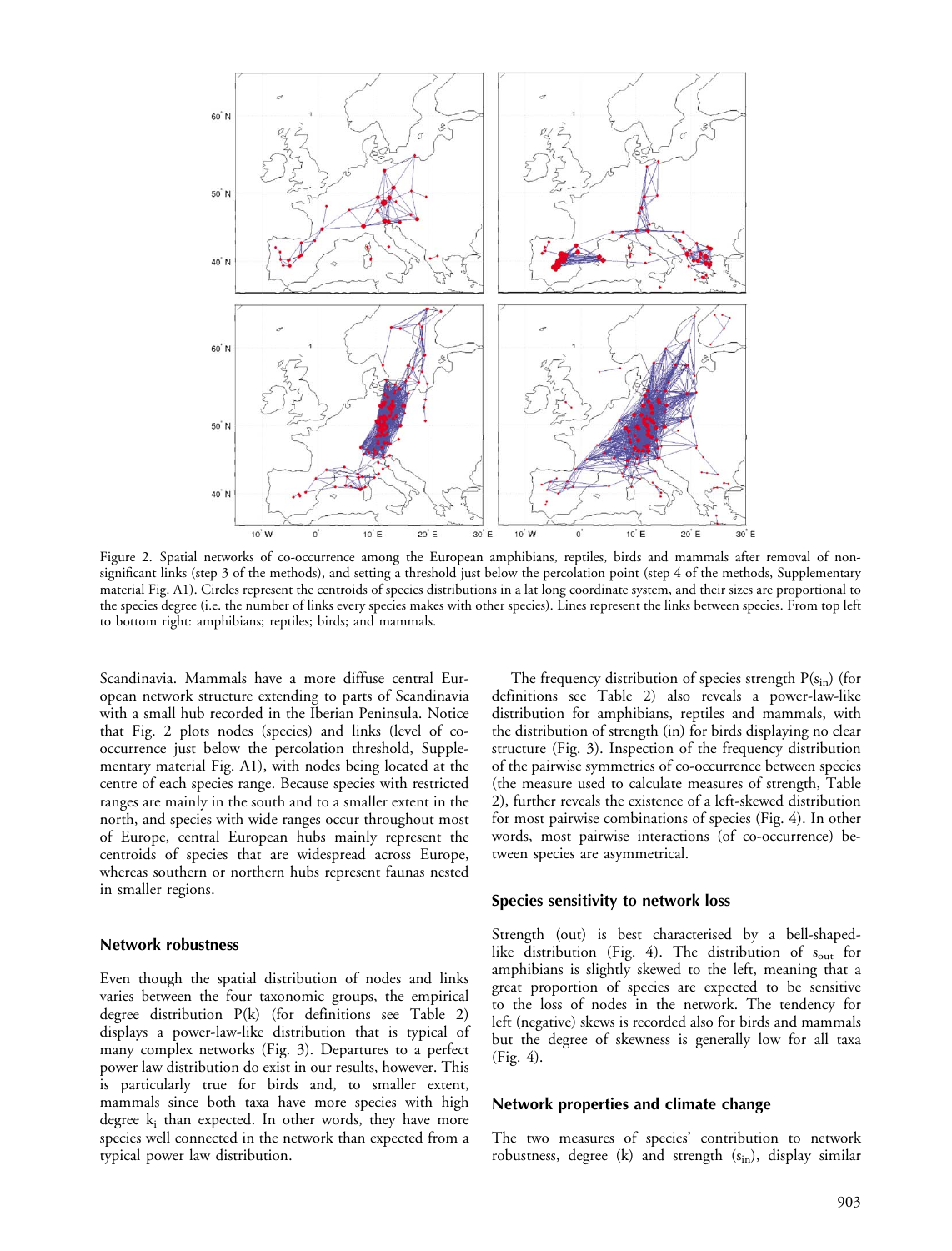Figure 2. Spatial networks of co-occurrence among the European amphibians, reptiles, birds and mammals after removal of non-significant links (step 3 of the methods), and setting a threshold just below the percolation point (step 4 of the methods, Supplementary material Fig. A1). Circles represent the centroids of species distributions in a lat long coordinate system, and their sizes are proportional to the species degree (i.e. the number of links every species makes with other species). Lines represent the links between species. From top left to bottom right: amphibians; reptiles; birds; and mammals.

Scandinavia. Mammals have a more diffuse central European network structure extending to parts of Scandinavia with a small hub recorded in the Iberian Peninsula. Notice that Fig. 2 plots nodes (species) and links (level of co-occurrence just below the percolation threshold, Supplementary material Fig. A1), with nodes being located at the centre of each species range. Because species with restricted ranges are mainly in the south and to a smaller extent in the north, and species with wide ranges occur throughout most of Europe, central European hubs mainly represent the centroids of species that are widespread across Europe, whereas southern or northern hubs represent faunas nested in smaller regions.

## Network robustness

Even though the spatial distribution of nodes and links varies between the four taxonomic groups, the empirical degree distribution P(k) (for definitions see Table 2) displays a power-law-like distribution that is typical of many complex networks (Fig. 3). Departures to a perfect power law distribution do exist in our results, however. This is particularly true for birds and, to smaller extent, mammals since both taxa have more species with high degree $k_i$ than expected. In other words, they have more species well connected in the network than expected from a typical power law distribution.

The frequency distribution of species strength $P(s_{in})$ (for definitions see Table 2) also reveals a power-law-like distribution for amphibians, reptiles and mammals, with the distribution of strength (in) for birds displaying no clear structure (Fig. 3). Inspection of the frequency distribution of the pairwise symmetries of co-occurrence between species (the measure used to calculate measures of strength, Table 2), further reveals the existence of a left-skewed distribution for most pairwise combinations of species (Fig. 4). In other words, most pairwise interactions (of co-occurrence) between species are asymmetrical.

## Species sensitivity to network loss

Strength (out) is best characterised by a bell-shaped-like distribution (Fig. 4). The distribution of $s_{out}$ for amphibians is slightly skewed to the left, meaning that a great proportion of species are expected to be sensitive to the loss of nodes in the network. The tendency for left (negative) skews is recorded also for birds and mammals but the degree of skewness is generally low for all taxa (Fig. 4).

## Network properties and climate change

The two measures of species' contribution to network robustness, degree (k) and strength ($s_{in}$), display similar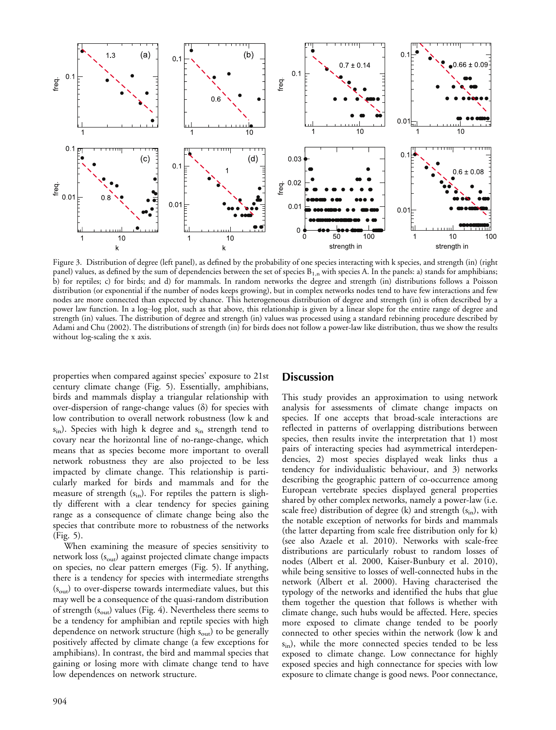Figure 3. Distribution of degree (left panel), as defined by the probability of one species interacting with k species, and strength (in) (right panel) values, as defined by the sum of dependencies between the set of species $B_{1,n}$ with species A. In the panels: a) stands for amphibians; b) for reptiles; c) for birds; and d) for mammals. In random networks the degree and strength (in) distributions follows a Poisson distribution (or exponential if the number of nodes keeps growing), but in complex networks nodes tend to have few interactions and few nodes are more connected than expected by chance. This heterogeneous distribution of degree and strength (in) is often described by a power law function. In a log–log plot, such as that above, this relationship is given by a linear slope for the entire range of degree and strength (in) values. The distribution of degree and strength (in) values was processed using a standard rebinning procedure described by Adami and Chu (2002). The distributions of strength (in) for birds does not follow a power-law like distribution, thus we show the results without log-scaling the x axis.

properties when compared against species' exposure to 21st century climate change (Fig. 5). Essentially, amphibians, birds and mammals display a triangular relationship with over-dispersion of range-change values ($\delta$) for species with low contribution to overall network robustness (low k and $s_{in}$). Species with high k degree and $s_{in}$ strength tend to covary near the horizontal line of no-range-change, which means that as species become more important to overall network robustness they are also projected to be less impacted by climate change. This relationship is particularly marked for birds and mammals and for the measure of strength ($s_{in}$). For reptiles the pattern is slightly different with a clear tendency for species gaining range as a consequence of climate change being also the species that contribute more to robustness of the networks (Fig. 5).

When examining the measure of species sensitivity to network loss ($s_{out}$) against projected climate change impacts on species, no clear pattern emerges (Fig. 5). If anything, there is a tendency for species with intermediate strengths ($s_{out}$) to over-disperse towards intermediate values, but this may well be a consequence of the quasi-random distribution of strength ($s_{out}$) values (Fig. 4). Nevertheless there seems to be a tendency for amphibian and reptile species with high dependence on network structure (high $s_{out}$) to be generally positively affected by climate change (a few exceptions for amphibians). In contrast, the bird and mammal species that gaining or losing more with climate change tend to have low dependences on network structure.

## Discussion

This study provides an approximation to using network analysis for assessments of climate change impacts on species. If one accepts that broad-scale interactions are reflected in patterns of overlapping distributions between species, then results invite the interpretation that 1) most pairs of interacting species had asymmetrical interdependencies, 2) most species displayed weak links thus a tendency for individualistic behaviour, and 3) networks describing the geographic pattern of co-occurrence among European vertebrate species displayed general properties shared by other complex networks, namely a power-law (i.e. scale free) distribution of degree (k) and strength ($s_{in}$), with the notable exception of networks for birds and mammals (the latter departing from scale free distribution only for k) (see also Azaele et al. 2010). Networks with scale-free distributions are particularly robust to random losses of nodes (Albert et al. 2000, Kaiser-Bunbury et al. 2010), while being sensitive to losses of well-connected hubs in the network (Albert et al. 2000). Having characterised the typology of the networks and identified the hubs that glue them together the question that follows is whether with climate change, such hubs would be affected. Here, species more exposed to climate change tended to be poorly connected to other species within the network (low k and $s_{in}$), while the more connected species tended to be less exposed to climate change. Low connectance for highly exposed species and high connectance for species with low exposure to climate change is good news. Poor connectance,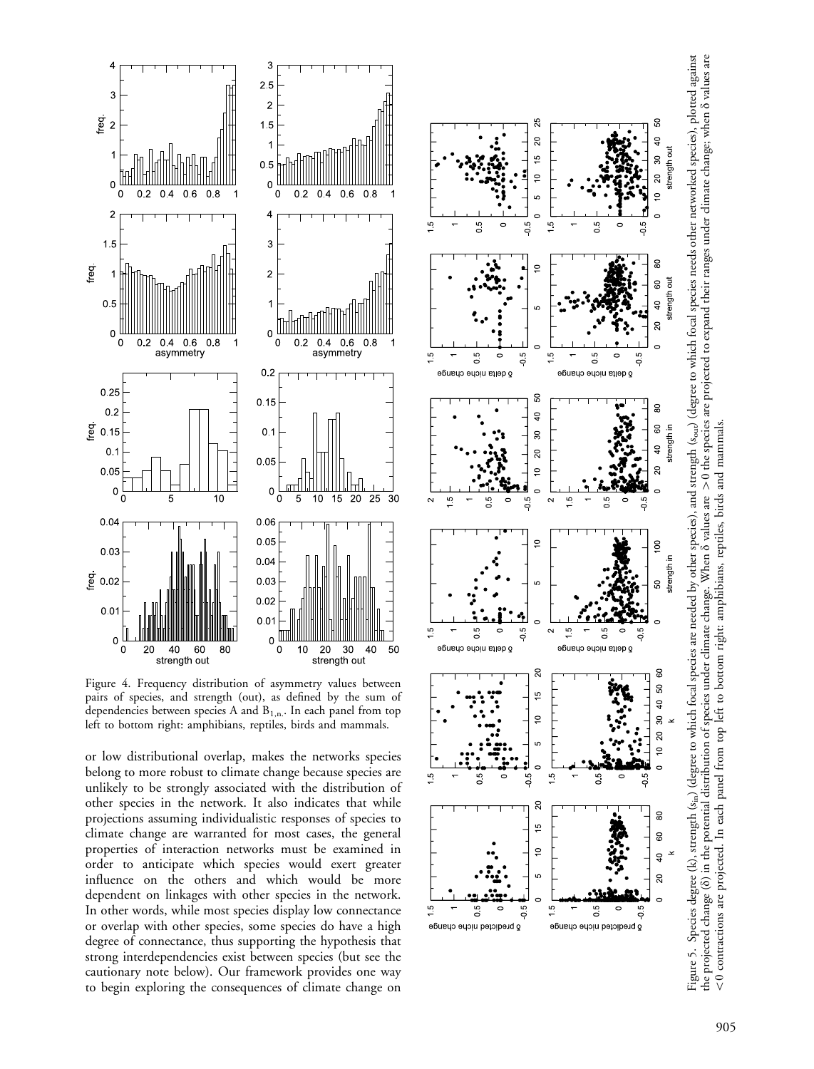Figure 4. Frequency distribution of asymmetry values between pairs of species, and strength (out), as defined by the sum of dependencies between species A and $B_{1,n}$. In each panel from top left to bottom right: amphibians, reptiles, birds and mammals.

or low distributional overlap, makes the networks species belong to more robust to climate change because species are unlikely to be strongly associated with the distribution of other species in the network. It also indicates that while projections assuming individualistic responses of species to climate change are warranted for most cases, the general properties of interaction networks must be examined in order to anticipate which species would exert greater influence on the others and which would be more dependent on linkages with other species in the network. In other words, while most species display low connectance or overlap with other species, some species do have a high degree of connectance, thus supporting the hypothesis that strong interdependencies exist between species (but see the cautionary note below). Our framework provides one way to begin exploring the consequences of climate change on

Figure 5. Species degree (k), strength ($s_{in}$) (degree to which focal species are needed by other species), and strength ($s_{out}$) (degree to which focal species needs other networked species), plotted against the projected change (δ) in the potential distribution of species under climate change. When δ values are >0 the species are projected to expand their ranges under climate change; when δ values are <0 contractions are projected. In each panel from top left to bottom right: amphibians, reptiles, birds and mammals.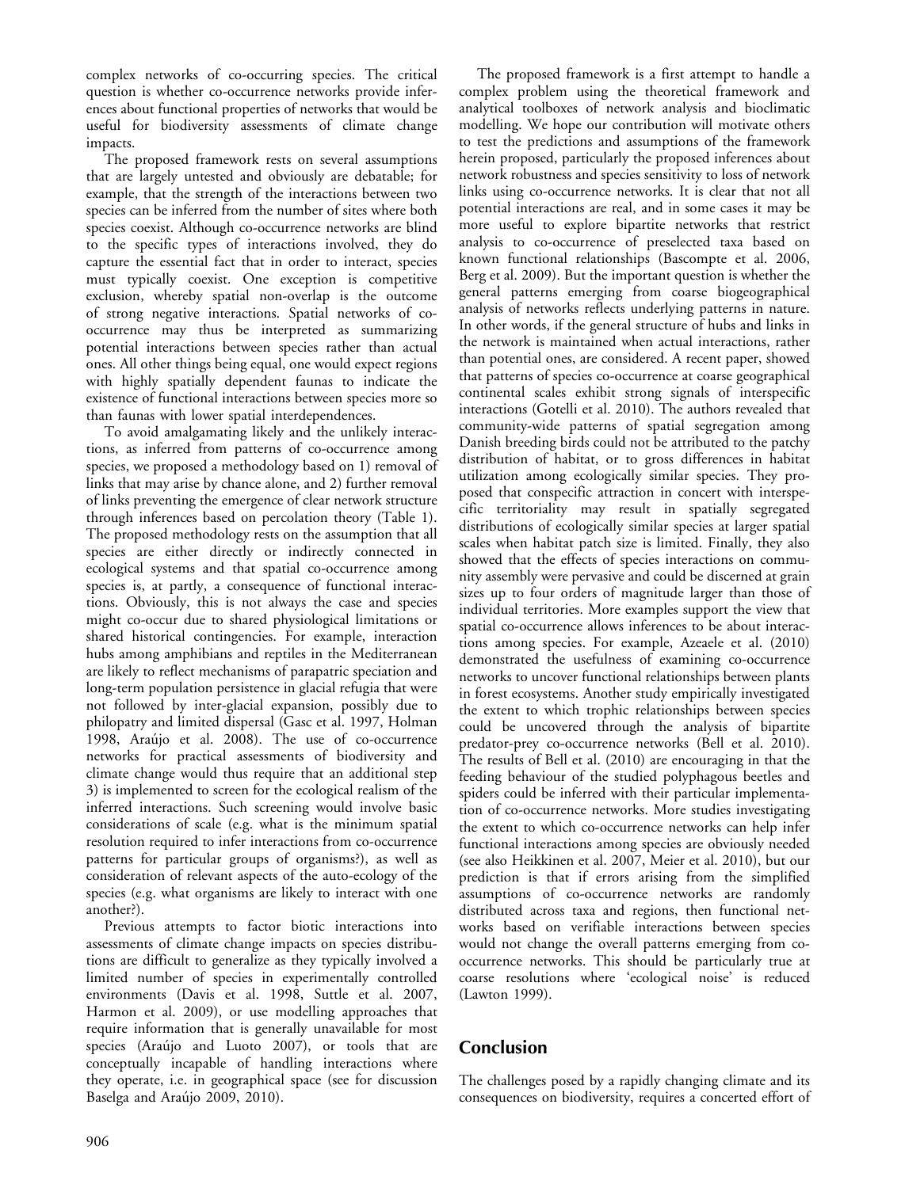complex networks of co-occurring species. The critical question is whether co-occurrence networks provide inferences about functional properties of networks that would be useful for biodiversity assessments of climate change impacts.

The proposed framework rests on several assumptions that are largely untested and obviously are debatable; for example, that the strength of the interactions between two species can be inferred from the number of sites where both species coexist. Although co-occurrence networks are blind to the specific types of interactions involved, they do capture the essential fact that in order to interact, species must typically coexist. One exception is competitive exclusion, whereby spatial non-overlap is the outcome of strong negative interactions. Spatial networks of co-occurrence may thus be interpreted as summarizing potential interactions between species rather than actual ones. All other things being equal, one would expect regions with highly spatially dependent faunas to indicate the existence of functional interactions between species more so than faunas with lower spatial interdependences.

To avoid amalgamating likely and the unlikely interactions, as inferred from patterns of co-occurrence among species, we proposed a methodology based on 1) removal of links that may arise by chance alone, and 2) further removal of links preventing the emergence of clear network structure through inferences based on percolation theory (Table 1). The proposed methodology rests on the assumption that all species are either directly or indirectly connected in ecological systems and that spatial co-occurrence among species is, at partly, a consequence of functional interactions. Obviously, this is not always the case and species might co-occur due to shared physiological limitations or shared historical contingencies. For example, interaction hubs among amphibians and reptiles in the Mediterranean are likely to reflect mechanisms of parapatric speciation and long-term population persistence in glacial refugia that were not followed by inter-glacial expansion, possibly due to philopatry and limited dispersal (Gasc et al. 1997, Holman 1998, Araújo et al. 2008). The use of co-occurrence networks for practical assessments of biodiversity and climate change would thus require that an additional step 3) is implemented to screen for the ecological realism of the inferred interactions. Such screening would involve basic considerations of scale (e.g. what is the minimum spatial resolution required to infer interactions from co-occurrence patterns for particular groups of organisms?), as well as consideration of relevant aspects of the auto-ecology of the species (e.g. what organisms are likely to interact with one another?).

Previous attempts to factor biotic interactions into assessments of climate change impacts on species distributions are difficult to generalize as they typically involved a limited number of species in experimentally controlled environments (Davis et al. 1998, Suttle et al. 2007, Harmon et al. 2009), or use modelling approaches that require information that is generally unavailable for most species (Araújo and Luoto 2007), or tools that are conceptually incapable of handling interactions where they operate, i.e. in geographical space (see for discussion Baselga and Araújo 2009, 2010).

The proposed framework is a first attempt to handle a complex problem using the theoretical framework and analytical toolboxes of network analysis and bioclimatic modelling. We hope our contribution will motivate others to test the predictions and assumptions of the framework herein proposed, particularly the proposed inferences about network robustness and species sensitivity to loss of network links using co-occurrence networks. It is clear that not all potential interactions are real, and in some cases it may be more useful to explore bipartite networks that restrict analysis to co-occurrence of preselected taxa based on known functional relationships (Bascompte et al. 2006, Berg et al. 2009). But the important question is whether the general patterns emerging from coarse biogeographical analysis of networks reflects underlying patterns in nature. In other words, if the general structure of hubs and links in the network is maintained when actual interactions, rather than potential ones, are considered. A recent paper, showed that patterns of species co-occurrence at coarse geographical continental scales exhibit strong signals of interspecific interactions (Gotelli et al. 2010). The authors revealed that community-wide patterns of spatial segregation among Danish breeding birds could not be attributed to the patchy distribution of habitat, or to gross differences in habitat utilization among ecologically similar species. They proposed that conspecific attraction in concert with interspecific territoriality may result in spatially segregated distributions of ecologically similar species at larger spatial scales when habitat patch size is limited. Finally, they also showed that the effects of species interactions on community assembly were pervasive and could be discerned at grain sizes up to four orders of magnitude larger than those of individual territories. More examples support the view that spatial co-occurrence allows inferences to be about interactions among species. For example, Azeaele et al. (2010) demonstrated the usefulness of examining co-occurrence networks to uncover functional relationships between plants in forest ecosystems. Another study empirically investigated the extent to which trophic relationships between species could be uncovered through the analysis of bipartite predator-prey co-occurrence networks (Bell et al. 2010). The results of Bell et al. (2010) are encouraging in that the feeding behaviour of the studied polyphagous beetles and spiders could be inferred with their particular implementation of co-occurrence networks. More studies investigating the extent to which co-occurrence networks can help infer functional interactions among species are obviously needed (see also Heikkinen et al. 2007, Meier et al. 2010), but our prediction is that if errors arising from the simplified assumptions of co-occurrence networks are randomly distributed across taxa and regions, then functional networks based on verifiable interactions between species would not change the overall patterns emerging from co-occurrence networks. This should be particularly true at coarse resolutions where 'ecological noise' is reduced (Lawton 1999).

## Conclusion

The challenges posed by a rapidly changing climate and its consequences on biodiversity, requires a concerted effort of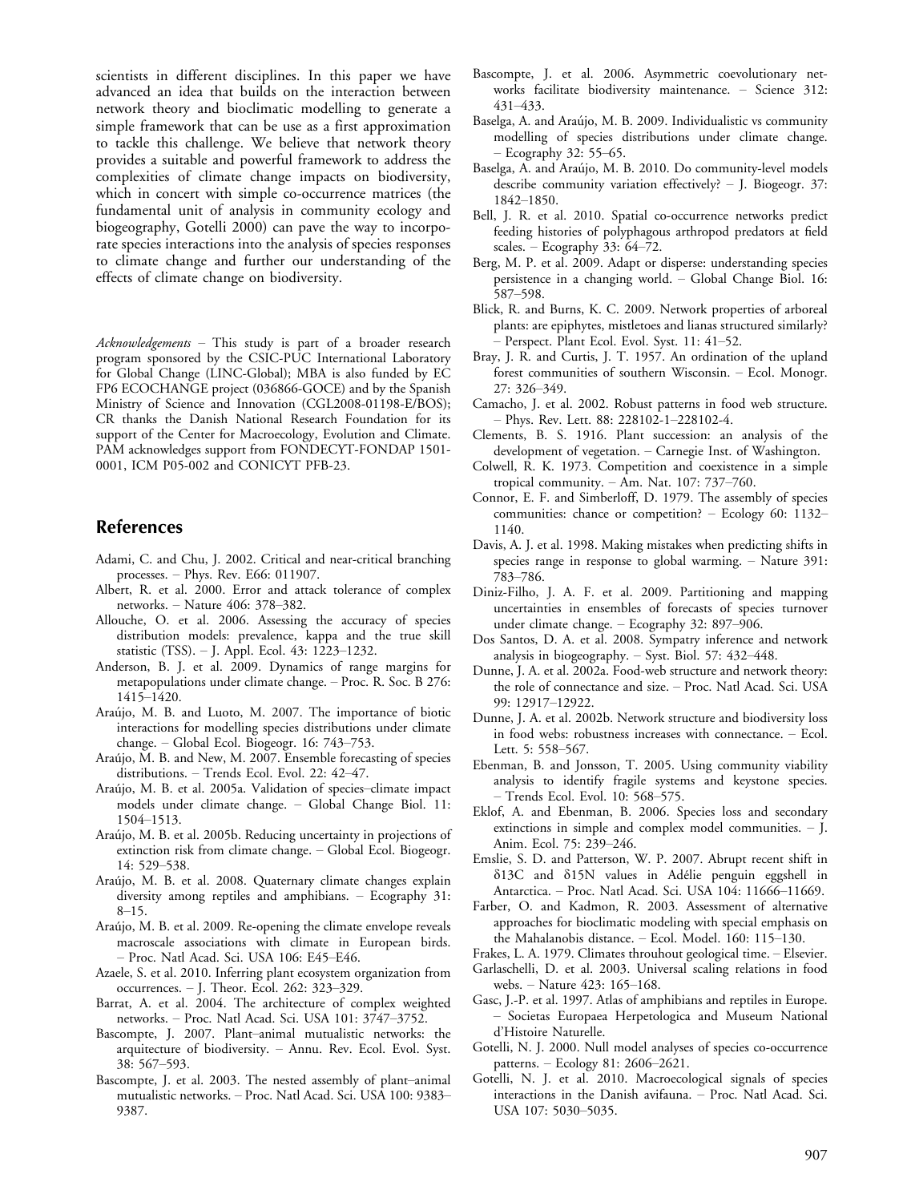scientists in different disciplines. In this paper we have advanced an idea that builds on the interaction between network theory and bioclimatic modelling to generate a simple framework that can be use as a first approximation to tackle this challenge. We believe that network theory provides a suitable and powerful framework to address the complexities of climate change impacts on biodiversity, which in concert with simple co-occurrence matrices (the fundamental unit of analysis in community ecology and biogeography, Gotelli 2000) can pave the way to incorporate species interactions into the analysis of species responses to climate change and further our understanding of the effects of climate change on biodiversity.

*Acknowledgements* – This study is part of a broader research program sponsored by the CSIC-PUC International Laboratory for Global Change (LINC-Global); MBA is also funded by EC FP6 ECOCHANGE project (036866-GOCE) and by the Spanish Ministry of Science and Innovation (CGL2008-01198-E/BOS); CR thanks the Danish National Research Foundation for its support of the Center for Macroecology, Evolution and Climate. PAM acknowledges support from FONDECYT-FONDAP 1501-0001, ICM P05-002 and CONICYT PFB-23.

## References

Adami, C. and Chu, J. 2002. Critical and near-critical branching processes. – Phys. Rev. E66: 011907.

Albert, R. et al. 2000. Error and attack tolerance of complex networks. – Nature 406: 378–382.

Allouche, O. et al. 2006. Assessing the accuracy of species distribution models: prevalence, kappa and the true skill statistic (TSS). – J. Appl. Ecol. 43: 1223–1232.

Anderson, B. J. et al. 2009. Dynamics of range margins for metapopulations under climate change. – Proc. R. Soc. B 276: 1415–1420.

Araújo, M. B. and Luoto, M. 2007. The importance of biotic interactions for modelling species distributions under climate change. – Global Ecol. Biogeogr. 16: 743–753.

Araújo, M. B. and New, M. 2007. Ensemble forecasting of species distributions. – Trends Ecol. Evol. 22: 42–47.

Araújo, M. B. et al. 2005a. Validation of species–climate impact models under climate change. – Global Change Biol. 11: 1504–1513.

Araújo, M. B. et al. 2005b. Reducing uncertainty in projections of extinction risk from climate change. – Global Ecol. Biogeogr. 14: 529–538.

Araújo, M. B. et al. 2008. Quaternary climate changes explain diversity among reptiles and amphibians. – Ecography 31: 8–15.

Araújo, M. B. et al. 2009. Re-opening the climate envelope reveals macroscale associations with climate in European birds. – Proc. Natl Acad. Sci. USA 106: E45–E46.

Azaele, S. et al. 2010. Inferring plant ecosystem organization from occurrences. – J. Theor. Ecol. 262: 323–329.

Barrat, A. et al. 2004. The architecture of complex weighted networks. – Proc. Natl Acad. Sci. USA 101: 3747–3752.

Bascompte, J. 2007. Plant–animal mutualistic networks: the arquitecture of biodiversity. – Annu. Rev. Ecol. Evol. Syst. 38: 567–593.

Bascompte, J. et al. 2003. The nested assembly of plant–animal mutualistic networks. – Proc. Natl Acad. Sci. USA 100: 9383–9387.

Bascompte, J. et al. 2006. Asymmetric coevolutionary networks facilitate biodiversity maintenance. – Science 312: 431–433.

Baselga, A. and Araújo, M. B. 2009. Individualistic vs community modelling of species distributions under climate change. – Ecography 32: 55–65.

Baselga, A. and Araújo, M. B. 2010. Do community-level models describe community variation effectively? – J. Biogeogr. 37: 1842–1850.

Bell, J. R. et al. 2010. Spatial co-occurrence networks predict feeding histories of polyphagous arthropod predators at field scales. – Ecography 33: 64–72.

Berg, M. P. et al. 2009. Adapt or disperse: understanding species persistence in a changing world. – Global Change Biol. 16: 587–598.

Blick, R. and Burns, K. C. 2009. Network properties of arboreal plants: are epiphytes, mistletoes and lianas structured similarly? – Perspect. Plant Ecol. Evol. Syst. 11: 41–52.

Bray, J. R. and Curtis, J. T. 1957. An ordination of the upland forest communities of southern Wisconsin. – Ecol. Monogr. 27: 326–349.

Camacho, J. et al. 2002. Robust patterns in food web structure. – Phys. Rev. Lett. 88: 228102-1–228102-4.

Clements, B. S. 1916. Plant succession: an analysis of the development of vegetation. – Carnegie Inst. of Washington.

Colwell, R. K. 1973. Competition and coexistence in a simple tropical community. – Am. Nat. 107: 737–760.

Connor, E. F. and Simberloff, D. 1979. The assembly of species communities: chance or competition? – Ecology 60: 1132–1140.

Davis, A. J. et al. 1998. Making mistakes when predicting shifts in species range in response to global warming. – Nature 391: 783–786.

Diniz-Filho, J. A. F. et al. 2009. Partitioning and mapping uncertainties in ensembles of forecasts of species turnover under climate change. – Ecography 32: 897–906.

Dos Santos, D. A. et al. 2008. Sympatry inference and network analysis in biogeography. – Syst. Biol. 57: 432–448.

Dunne, J. A. et al. 2002a. Food-web structure and network theory: the role of connectance and size. – Proc. Natl Acad. Sci. USA 99: 12917–12922.

Dunne, J. A. et al. 2002b. Network structure and biodiversity loss in food webs: robustness increases with connectance. – Ecol. Lett. 5: 558–567.

Ebenman, B. and Jonsson, T. 2005. Using community viability analysis to identify fragile systems and keystone species. – Trends Ecol. Evol. 10: 568–575.

Eklof, A. and Ebenman, B. 2006. Species loss and secondary extinctions in simple and complex model communities. – J. Anim. Ecol. 75: 239–246.

Emslie, S. D. and Patterson, W. P. 2007. Abrupt recent shift in δ13C and δ15N values in Adélie penguin eggshell in Antarctica. – Proc. Natl Acad. Sci. USA 104: 11666–11669.

Farber, O. and Kadmon, R. 2003. Assessment of alternative approaches for bioclimatic modeling with special emphasis on the Mahalanobis distance. – Ecol. Model. 160: 115–130.

Frakes, L. A. 1979. Climates throuhout geological time. – Elsevier.

Garlaschelli, D. et al. 2003. Universal scaling relations in food webs. – Nature 423: 165–168.

Gasc, J.-P. et al. 1997. Atlas of amphibians and reptiles in Europe. – Societas Europaea Herpetologica and Museum National d'Histoire Naturelle.

Gotelli, N. J. 2000. Null model analyses of species co-occurrence patterns. – Ecology 81: 2606–2621.

Gotelli, N. J. et al. 2010. Macroecological signals of species interactions in the Danish avifauna. – Proc. Natl Acad. Sci. USA 107: 5030–5035.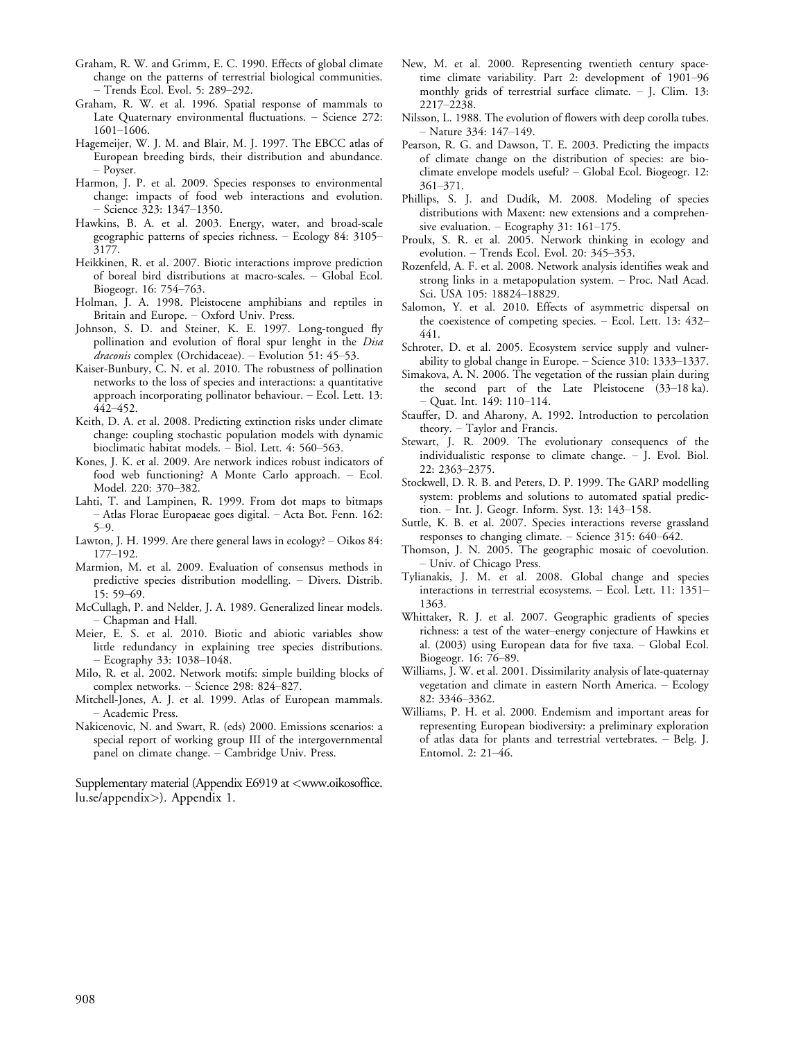Graham, R. W. and Grimm, E. C. 1990. Effects of global climate change on the patterns of terrestrial biological communities. – Trends Ecol. Evol. 5: 289–292.

Graham, R. W. et al. 1996. Spatial response of mammals to Late Quaternary environmental fluctuations. – Science 272: 1601–1606.

Hagemeijer, W. J. M. and Blair, M. J. 1997. The EBCC atlas of European breeding birds, their distribution and abundance. – Poyser.

Harmon, J. P. et al. 2009. Species responses to environmental change: impacts of food web interactions and evolution. – Science 323: 1347–1350.

Hawkins, B. A. et al. 2003. Energy, water, and broad-scale geographic patterns of species richness. – Ecology 84: 3105–3177.

Heikkinen, R. et al. 2007. Biotic interactions improve prediction of boreal bird distributions at macro-scales. – Global Ecol. Biogeogr. 16: 754–763.

Holman, J. A. 1998. Pleistocene amphibians and reptiles in Britain and Europe. – Oxford Univ. Press.

Johnson, S. D. and Steiner, K. E. 1997. Long-tongued fly pollination and evolution of floral spur lenght in the *Disa draconis* complex (Orchidaceae). – Evolution 51: 45–53.

Kaiser-Bunbury, C. N. et al. 2010. The robustness of pollination networks to the loss of species and interactions: a quantitative approach incorporating pollinator behaviour. – Ecol. Lett. 13: 442–452.

Keith, D. A. et al. 2008. Predicting extinction risks under climate change: coupling stochastic population models with dynamic bioclimatic habitat models. – Biol. Lett. 4: 560–563.

Kones, J. K. et al. 2009. Are network indices robust indicators of food web functioning? A Monte Carlo approach. – Ecol. Model. 220: 370–382.

Lahti, T. and Lampinen, R. 1999. From dot maps to bitmaps – Atlas Florae Europaeae goes digital. – Acta Bot. Fenn. 162: 5–9.

Lawton, J. H. 1999. Are there general laws in ecology? – Oikos 84: 177–192.

Marmion, M. et al. 2009. Evaluation of consensus methods in predictive species distribution modelling. – Divers. Distrib. 15: 59–69.

McCullagh, P. and Nelder, J. A. 1989. Generalized linear models. – Chapman and Hall.

Meier, E. S. et al. 2010. Biotic and abiotic variables show little redundancy in explaining tree species distributions. – Ecography 33: 1038–1048.

Milo, R. et al. 2002. Network motifs: simple building blocks of complex networks. – Science 298: 824–827.

Mitchell-Jones, A. J. et al. 1999. Atlas of European mammals. – Academic Press.

Nakicenovic, N. and Swart, R. (eds) 2000. Emissions scenarios: a special report of working group III of the intergovernmental panel on climate change. – Cambridge Univ. Press.

Supplementary material (Appendix E6919 at <www.oikosoffice.lu.se/appendix>). Appendix 1.

New, M. et al. 2000. Representing twentieth century space-time climate variability. Part 2: development of 1901–96 monthly grids of terrestrial surface climate. – J. Clim. 13: 2217–2238.

Nilsson, L. 1988. The evolution of flowers with deep corolla tubes. – Nature 334: 147–149.

Pearson, R. G. and Dawson, T. E. 2003. Predicting the impacts of climate change on the distribution of species: are bioclimate envelope models useful? – Global Ecol. Biogeogr. 12: 361–371.

Phillips, S. J. and Dudík, M. 2008. Modeling of species distributions with Maxent: new extensions and a comprehensive evaluation. – Ecography 31: 161–175.

Proulx, S. R. et al. 2005. Network thinking in ecology and evolution. – Trends Ecol. Evol. 20: 345–353.

Rozenfeld, A. F. et al. 2008. Network analysis identifies weak and strong links in a metapopulation system. – Proc. Natl Acad. Sci. USA 105: 18824–18829.

Salomon, Y. et al. 2010. Effects of asymmetric dispersal on the coexistence of competing species. – Ecol. Lett. 13: 432–441.

Schroter, D. et al. 2005. Ecosystem service supply and vulnerability to global change in Europe. – Science 310: 1333–1337.

Simakova, A. N. 2006. The vegetation of the russian plain during the second part of the Late Pleistocene (33–18 ka). – Quat. Int. 149: 110–114.

Stauffer, D. and Aharony, A. 1992. Introduction to percolation theory. – Taylor and Francis.

Stewart, J. R. 2009. The evolutionary consequencs of the individualistic response to climate change. – J. Evol. Biol. 22: 2363–2375.

Stockwell, D. R. B. and Peters, D. P. 1999. The GARP modelling system: problems and solutions to automated spatial prediction. – Int. J. Geogr. Inform. Syst. 13: 143–158.

Suttle, K. B. et al. 2007. Species interactions reverse grassland responses to changing climate. – Science 315: 640–642.

Thomson, J. N. 2005. The geographic mosaic of coevolution. – Univ. of Chicago Press.

Tylianakis, J. M. et al. 2008. Global change and species interactions in terrestrial ecosystems. – Ecol. Lett. 11: 1351–1363.

Whittaker, R. J. et al. 2007. Geographic gradients of species richness: a test of the water–energy conjecture of Hawkins et al. (2003) using European data for five taxa. – Global Ecol. Biogeogr. 16: 76–89.

Williams, J. W. et al. 2001. Dissimilarity analysis of late-quaternay vegetation and climate in eastern North America. – Ecology 82: 3346–3362.

Williams, P. H. et al. 2000. Endemism and important areas for representing European biodiversity: a preliminary exploration of atlas data for plants and terrestrial vertebrates. – Belg. J. Entomol. 2: 21–46.